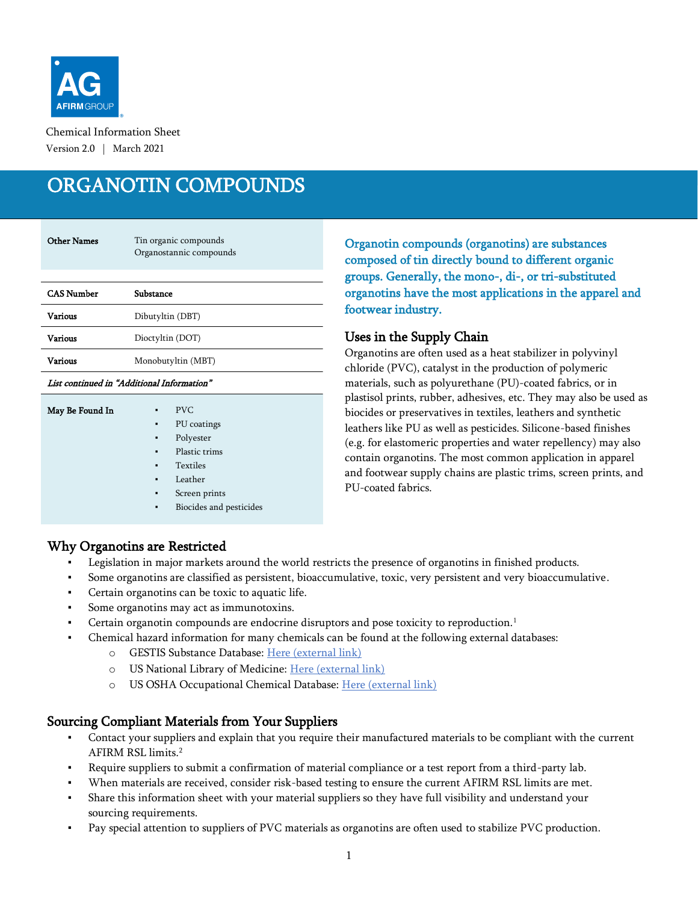Chemical Information Sheet
Version 2.0 | March 2021

# ORGANOTIN COMPOUNDS

| **Other Names** | Tin organic compounds<br>Organostannic compounds |
|---|---|

| **CAS Number** | **Substance** |
|---|---|
| **Various** | Dibutyltin (DBT) |
| **Various** | Dioctyltin (DOT) |
| **Various** | Monobutyltin (MBT) |

***List continued in "Additional Information"***

**May Be Found In**

- PVC
- PU coatings
- Polyester
- Plastic trims
- Textiles
- Leather
- Screen prints
- Biocides and pesticides

Organotin compounds (organotins) are substances composed of tin directly bound to different organic groups. Generally, the mono-, di-, or tri-substituted organotins have the most applications in the apparel and footwear industry.

## Uses in the Supply Chain

Organotins are often used as a heat stabilizer in polyvinyl chloride (PVC), catalyst in the production of polymeric materials, such as polyurethane (PU)-coated fabrics, or in plastisol prints, rubber, adhesives, etc. They may also be used as biocides or preservatives in textiles, leathers and synthetic leathers like PU as well as pesticides. Silicone-based finishes (e.g. for elastomeric properties and water repellency) may also contain organotins. The most common application in apparel and footwear supply chains are plastic trims, screen prints, and PU-coated fabrics.

## Why Organotins are Restricted

- Legislation in major markets around the world restricts the presence of organotins in finished products.
- Some organotins are classified as persistent, bioaccumulative, toxic, very persistent and very bioaccumulative.
- Certain organotins can be toxic to aquatic life.
- Some organotins may act as immunotoxins.
- Certain organotin compounds are endocrine disruptors and pose toxicity to reproduction.[1]
- Chemical hazard information for many chemicals can be found at the following external databases:
  - GESTIS Substance Database: Here (external link)
  - US National Library of Medicine: Here (external link)
  - US OSHA Occupational Chemical Database: Here (external link)

## Sourcing Compliant Materials from Your Suppliers

- Contact your suppliers and explain that you require their manufactured materials to be compliant with the current AFIRM RSL limits.[2]
- Require suppliers to submit a confirmation of material compliance or a test report from a third-party lab.
- When materials are received, consider risk-based testing to ensure the current AFIRM RSL limits are met.
- Share this information sheet with your material suppliers so they have full visibility and understand your sourcing requirements.
- Pay special attention to suppliers of PVC materials as organotins are often used to stabilize PVC production.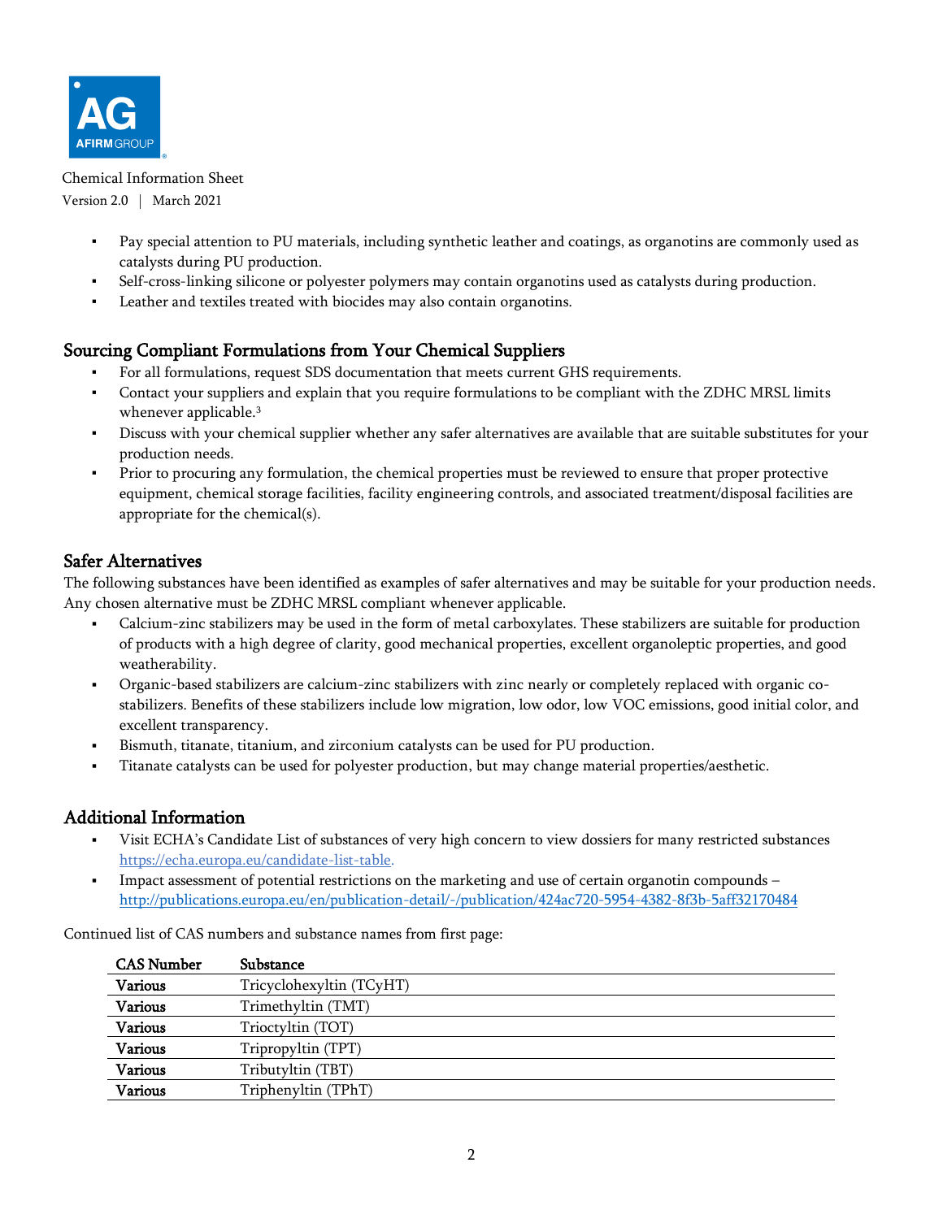- Pay special attention to PU materials, including synthetic leather and coatings, as organotins are commonly used as catalysts during PU production.
- Self-cross-linking silicone or polyester polymers may contain organotins used as catalysts during production.
- Leather and textiles treated with biocides may also contain organotins.

## Sourcing Compliant Formulations from Your Chemical Suppliers

- For all formulations, request SDS documentation that meets current GHS requirements.
- Contact your suppliers and explain that you require formulations to be compliant with the ZDHC MRSL limits whenever applicable.[3]
- Discuss with your chemical supplier whether any safer alternatives are available that are suitable substitutes for your production needs.
- Prior to procuring any formulation, the chemical properties must be reviewed to ensure that proper protective equipment, chemical storage facilities, facility engineering controls, and associated treatment/disposal facilities are appropriate for the chemical(s).

## Safer Alternatives

The following substances have been identified as examples of safer alternatives and may be suitable for your production needs. Any chosen alternative must be ZDHC MRSL compliant whenever applicable.

- Calcium-zinc stabilizers may be used in the form of metal carboxylates. These stabilizers are suitable for production of products with a high degree of clarity, good mechanical properties, excellent organoleptic properties, and good weatherability.
- Organic-based stabilizers are calcium-zinc stabilizers with zinc nearly or completely replaced with organic co-stabilizers. Benefits of these stabilizers include low migration, low odor, low VOC emissions, good initial color, and excellent transparency.
- Bismuth, titanate, titanium, and zirconium catalysts can be used for PU production.
- Titanate catalysts can be used for polyester production, but may change material properties/aesthetic.

## Additional Information

- Visit ECHA's Candidate List of substances of very high concern to view dossiers for many restricted substances https://echa.europa.eu/candidate-list-table.
- Impact assessment of potential restrictions on the marketing and use of certain organotin compounds – http://publications.europa.eu/en/publication-detail/-/publication/424ac720-5954-4382-8f3b-5aff32170484

Continued list of CAS numbers and substance names from first page:

| CAS Number | Substance |
|---|---|
| Various | Tricyclohexyltin (TCyHT) |
| Various | Trimethyltin (TMT) |
| Various | Trioctyltin (TOT) |
| Various | Tripropyltin (TPT) |
| Various | Tributyltin (TBT) |
| Various | Triphenyltin (TPhT) |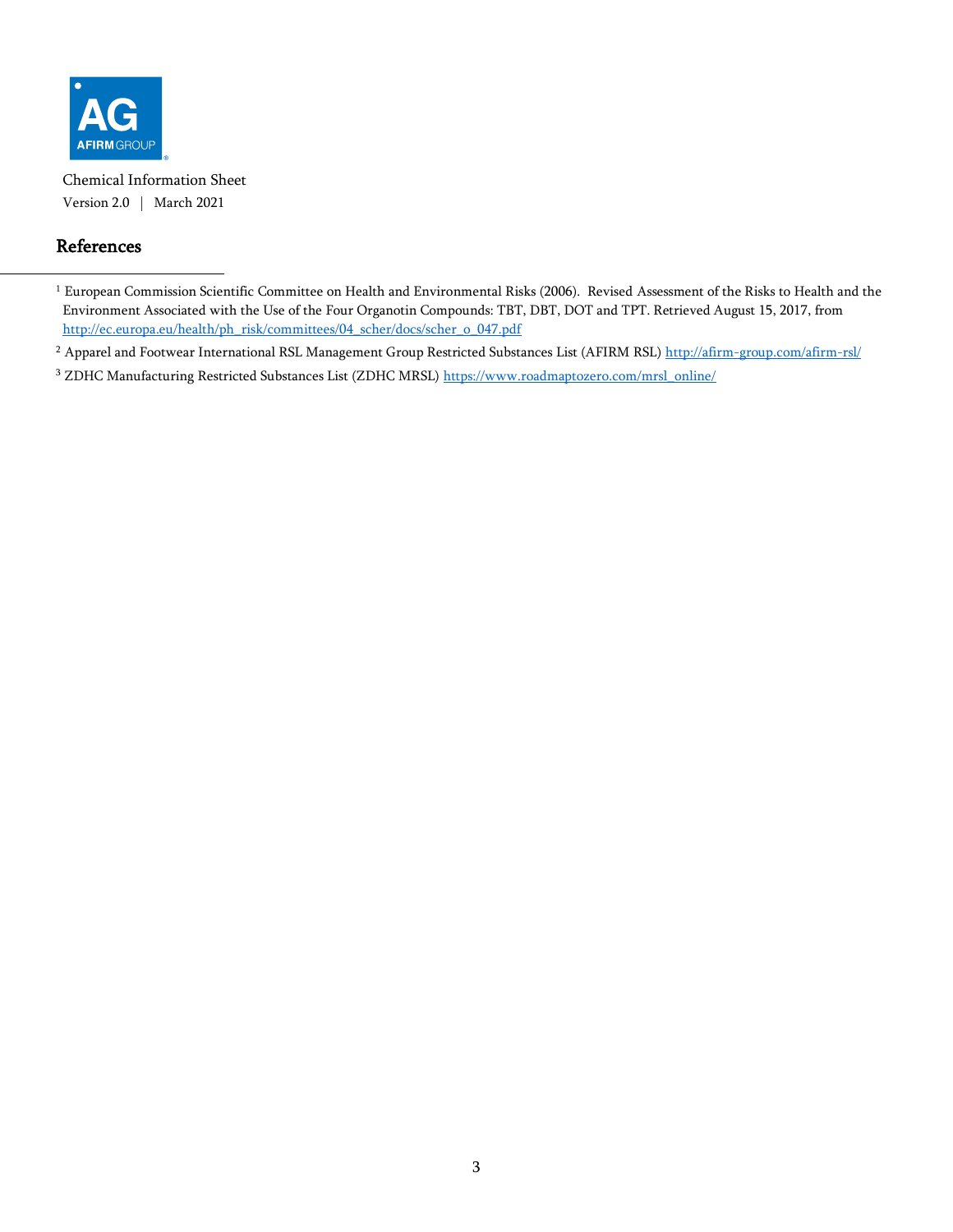Chemical Information Sheet

Version 2.0 | March 2021

## References

[1] European Commission Scientific Committee on Health and Environmental Risks (2006). Revised Assessment of the Risks to Health and the Environment Associated with the Use of the Four Organotin Compounds: TBT, DBT, DOT and TPT. Retrieved August 15, 2017, from http://ec.europa.eu/health/ph_risk/committees/04_scher/docs/scher_o_047.pdf

[2] Apparel and Footwear International RSL Management Group Restricted Substances List (AFIRM RSL) http://afirm-group.com/afirm-rsl/

[3] ZDHC Manufacturing Restricted Substances List (ZDHC MRSL) https://www.roadmaptozero.com/mrsl_online/